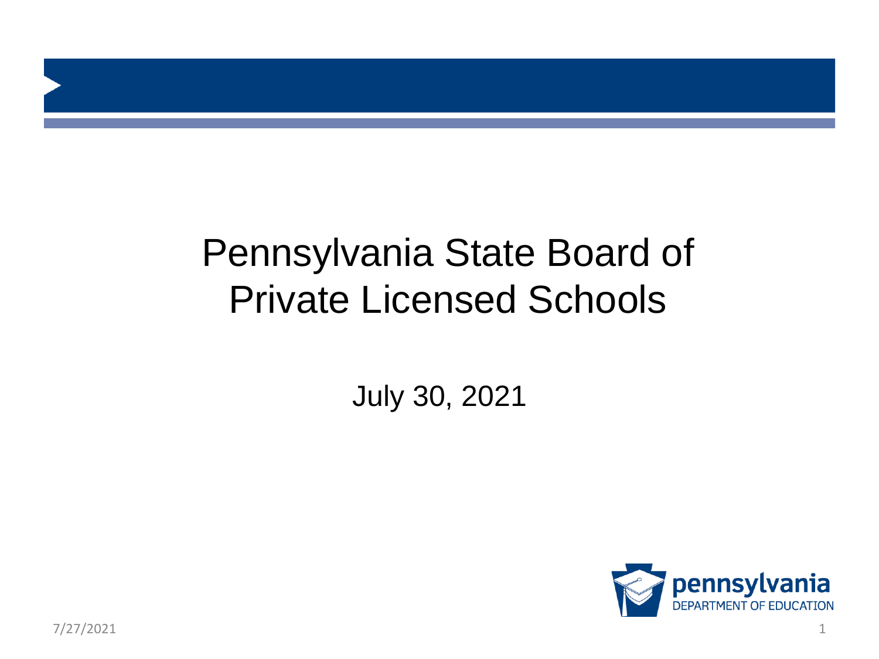# Pennsylvania State Board of Private Licensed Schools

July 30, 2021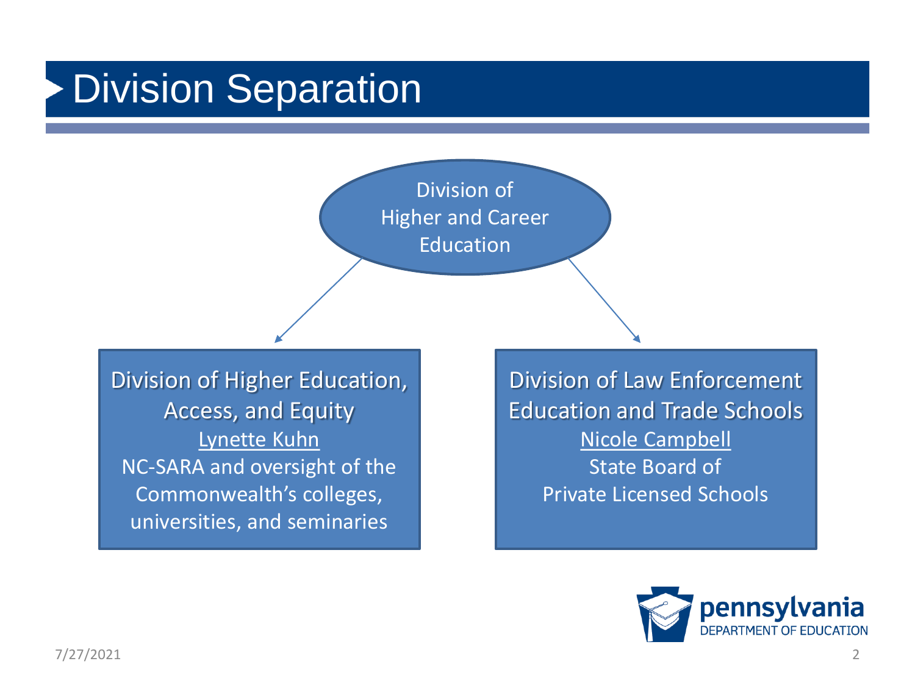# Division Separation

**Division of Higher and Career Education**

- **Division of Higher Education, Access, and Equity**
  - Lynette Kuhn
  - NC-SARA and oversight of the Commonwealth's colleges, universities, and seminaries
- **Division of Law Enforcement Education and Trade Schools**
  - Nicole Campbell
  - State Board of Private Licensed Schools

7/27/2021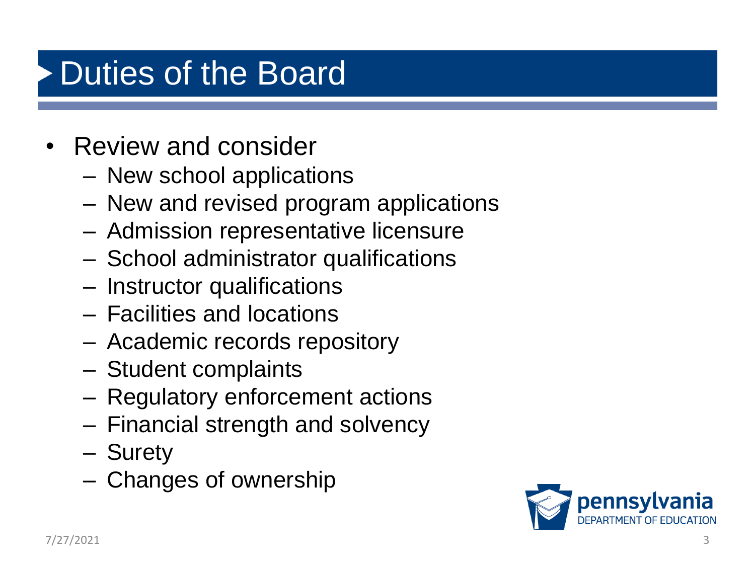# Duties of the Board

- Review and consider
  - New school applications
  - New and revised program applications
  - Admission representative licensure
  - School administrator qualifications
  - Instructor qualifications
  - Facilities and locations
  - Academic records repository
  - Student complaints
  - Regulatory enforcement actions
  - Financial strength and solvency
  - Surety
  - Changes of ownership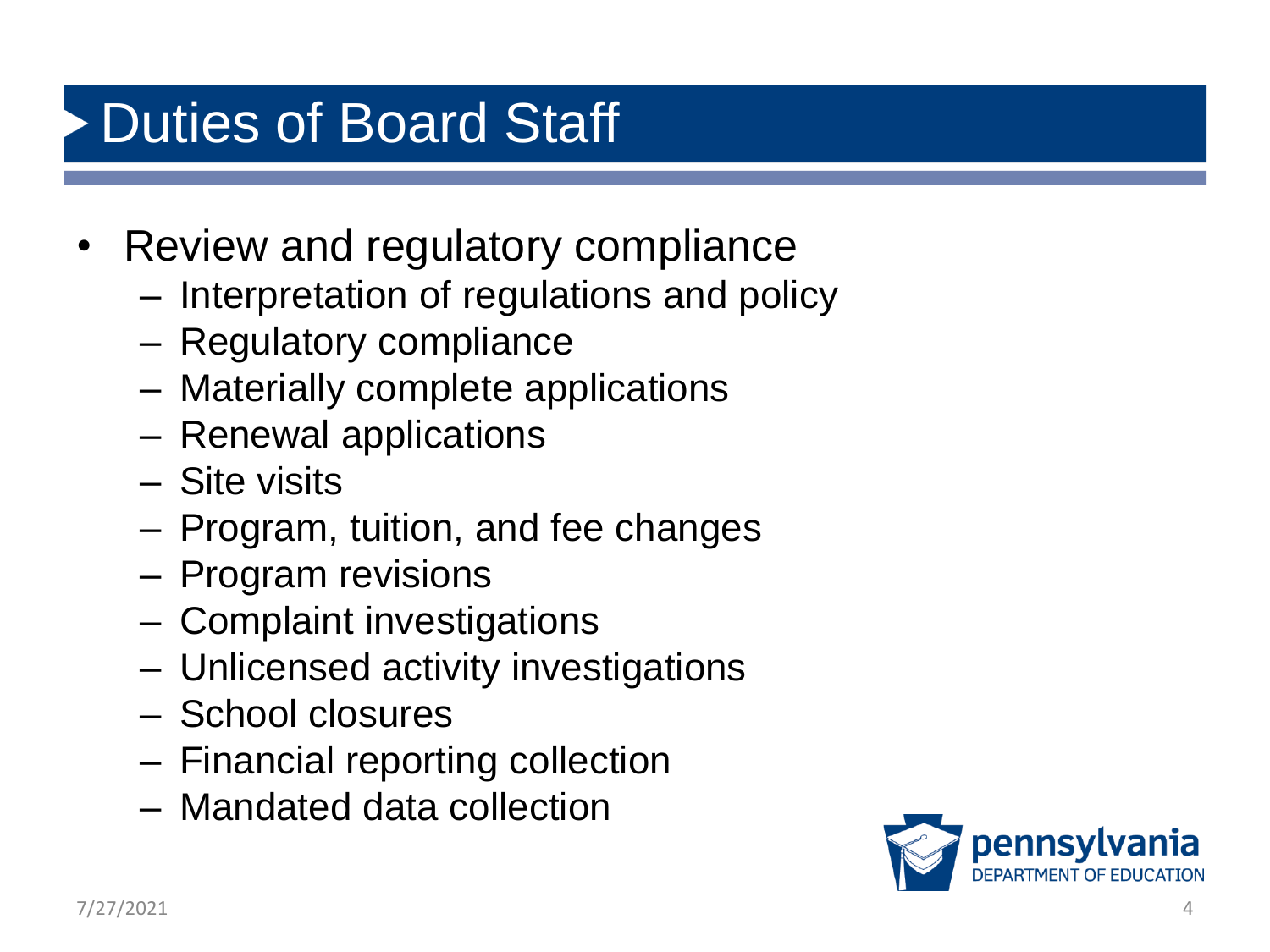# Duties of Board Staff

- Review and regulatory compliance
  - Interpretation of regulations and policy
  - Regulatory compliance
  - Materially complete applications
  - Renewal applications
  - Site visits
  - Program, tuition, and fee changes
  - Program revisions
  - Complaint investigations
  - Unlicensed activity investigations
  - School closures
  - Financial reporting collection
  - Mandated data collection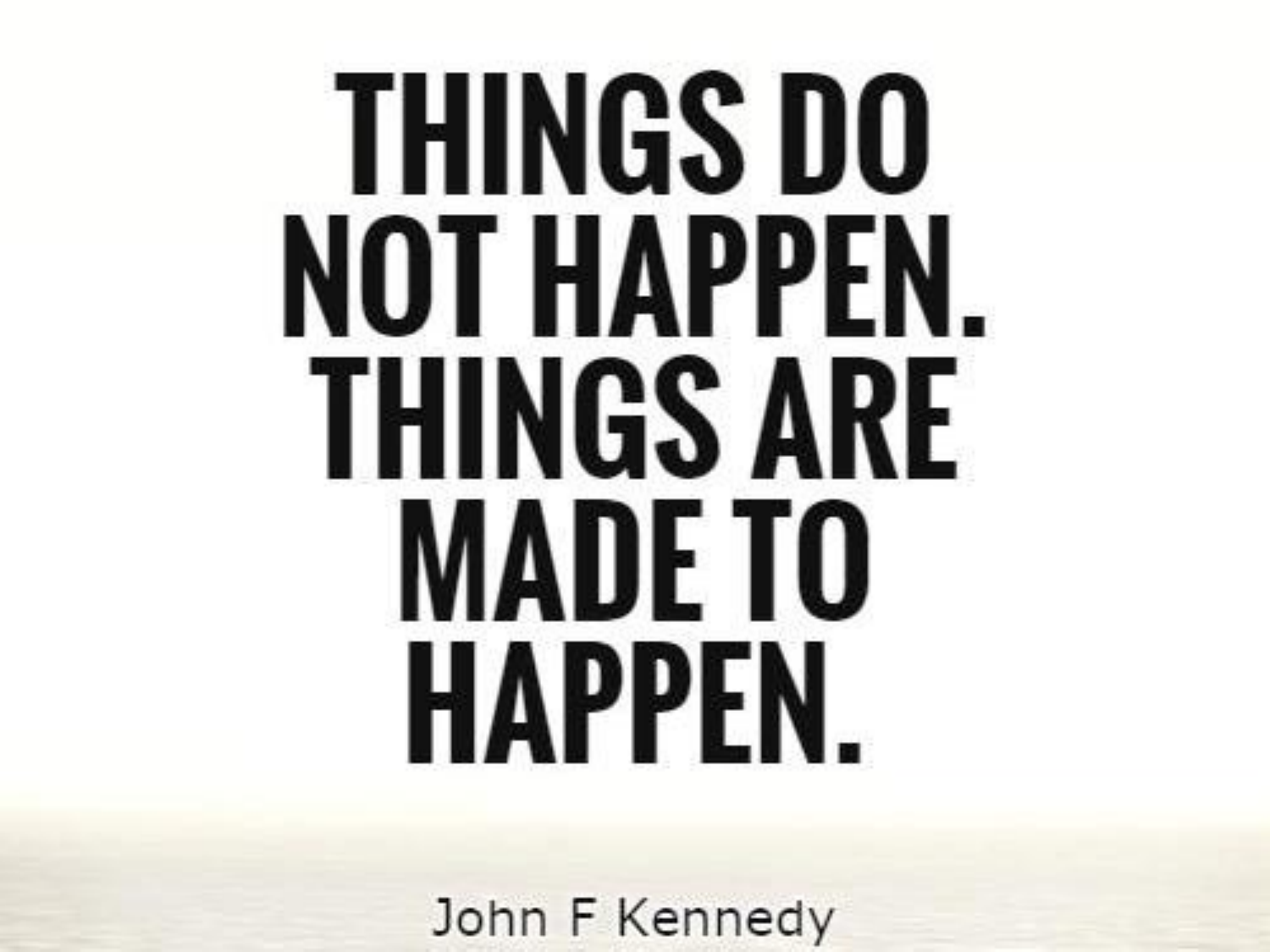# THINGS DO NOT HAPPEN. THINGS ARE MADE TO HAPPEN.

John F Kennedy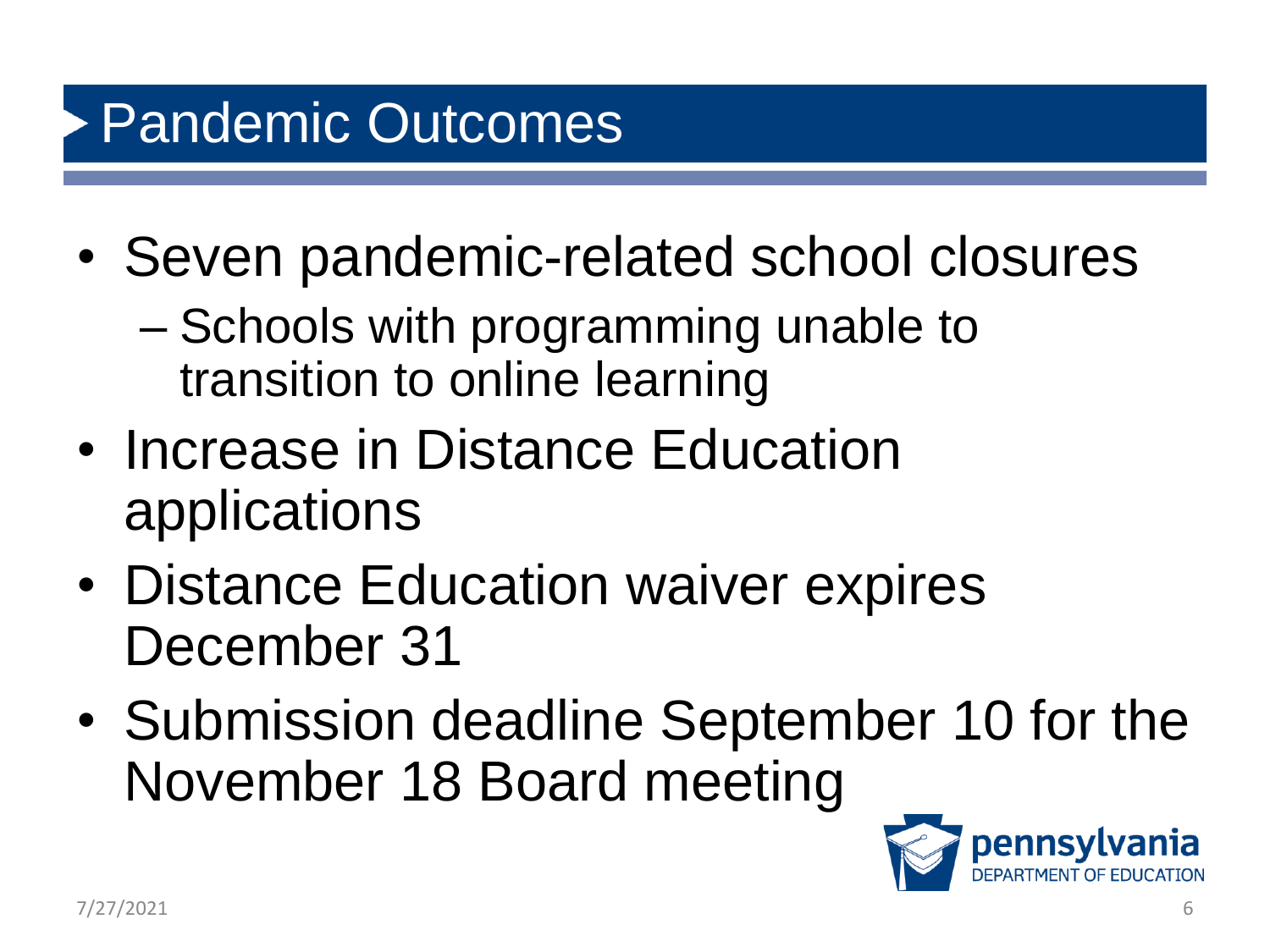# Pandemic Outcomes

- Seven pandemic-related school closures
  - Schools with programming unable to transition to online learning
- Increase in Distance Education applications
- Distance Education waiver expires December 31
- Submission deadline September 10 for the November 18 Board meeting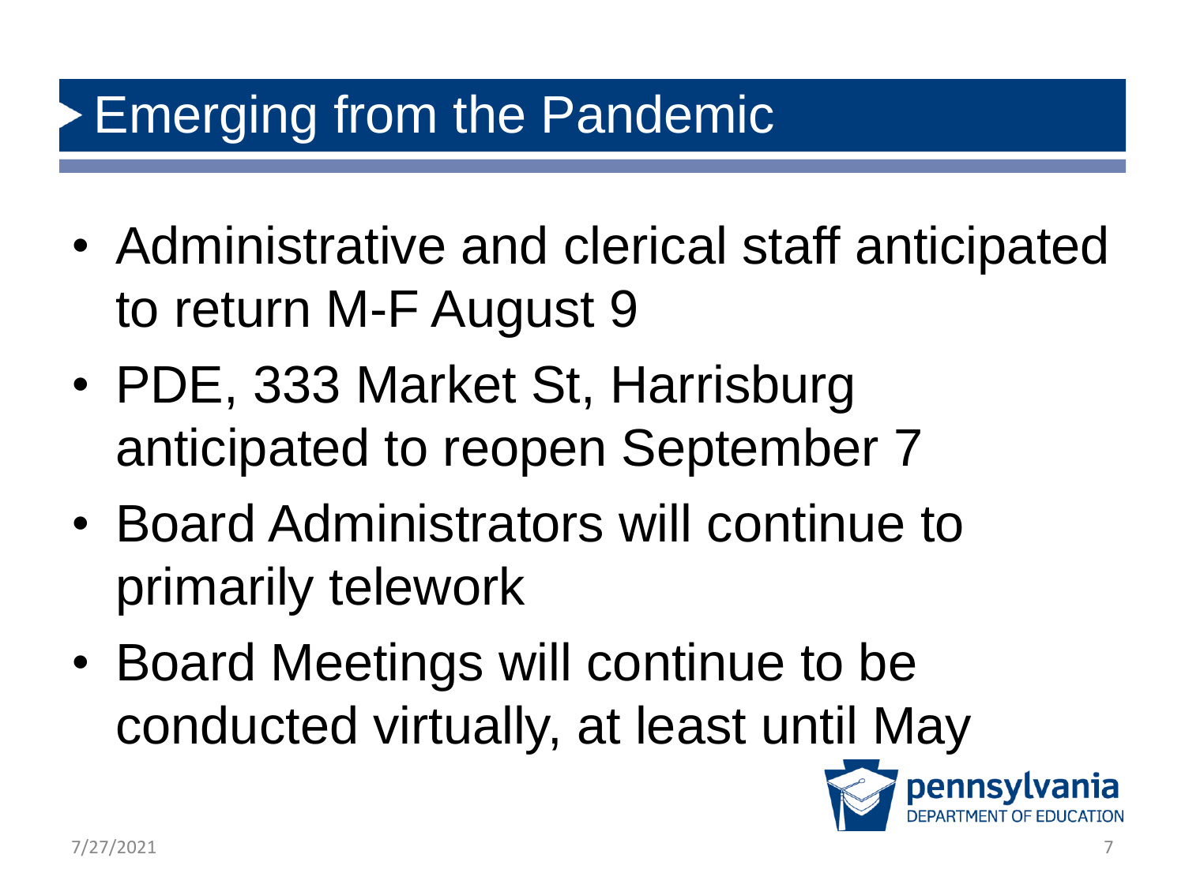# Emerging from the Pandemic

- Administrative and clerical staff anticipated to return M-F August 9
- PDE, 333 Market St, Harrisburg anticipated to reopen September 7
- Board Administrators will continue to primarily telework
- Board Meetings will continue to be conducted virtually, at least until May

pennsylvania
DEPARTMENT OF EDUCATION

7/27/2021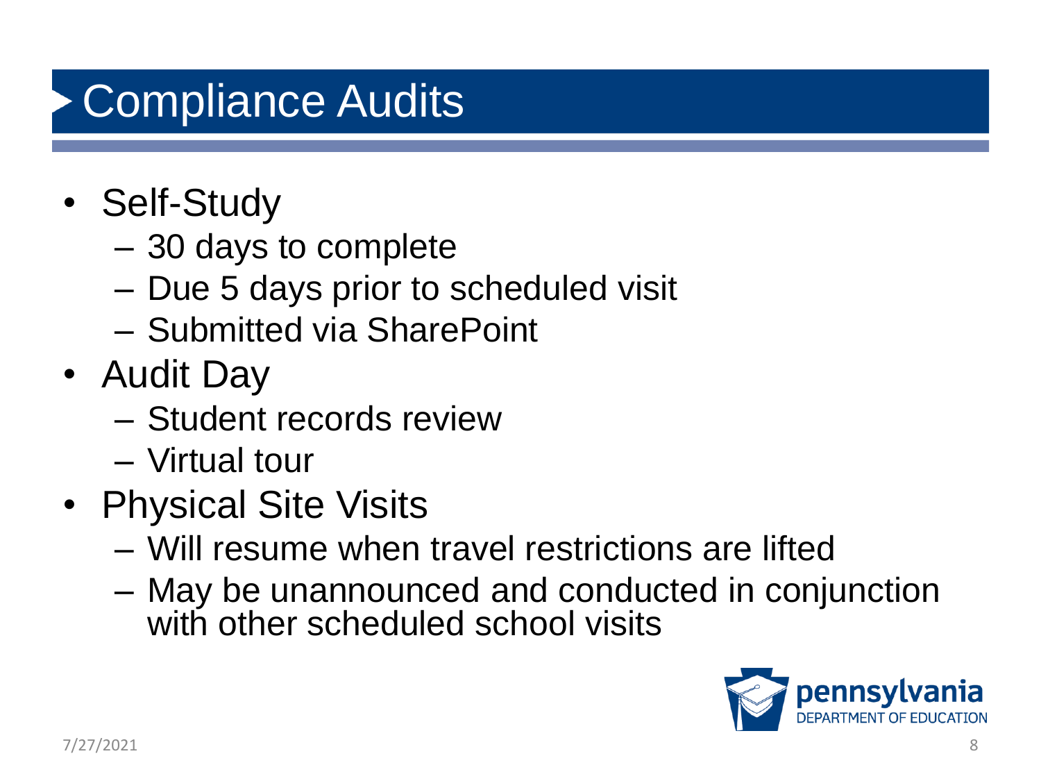# Compliance Audits

- Self-Study
  - 30 days to complete
  - Due 5 days prior to scheduled visit
  - Submitted via SharePoint
- Audit Day
  - Student records review
  - Virtual tour
- Physical Site Visits
  - Will resume when travel restrictions are lifted
  - May be unannounced and conducted in conjunction with other scheduled school visits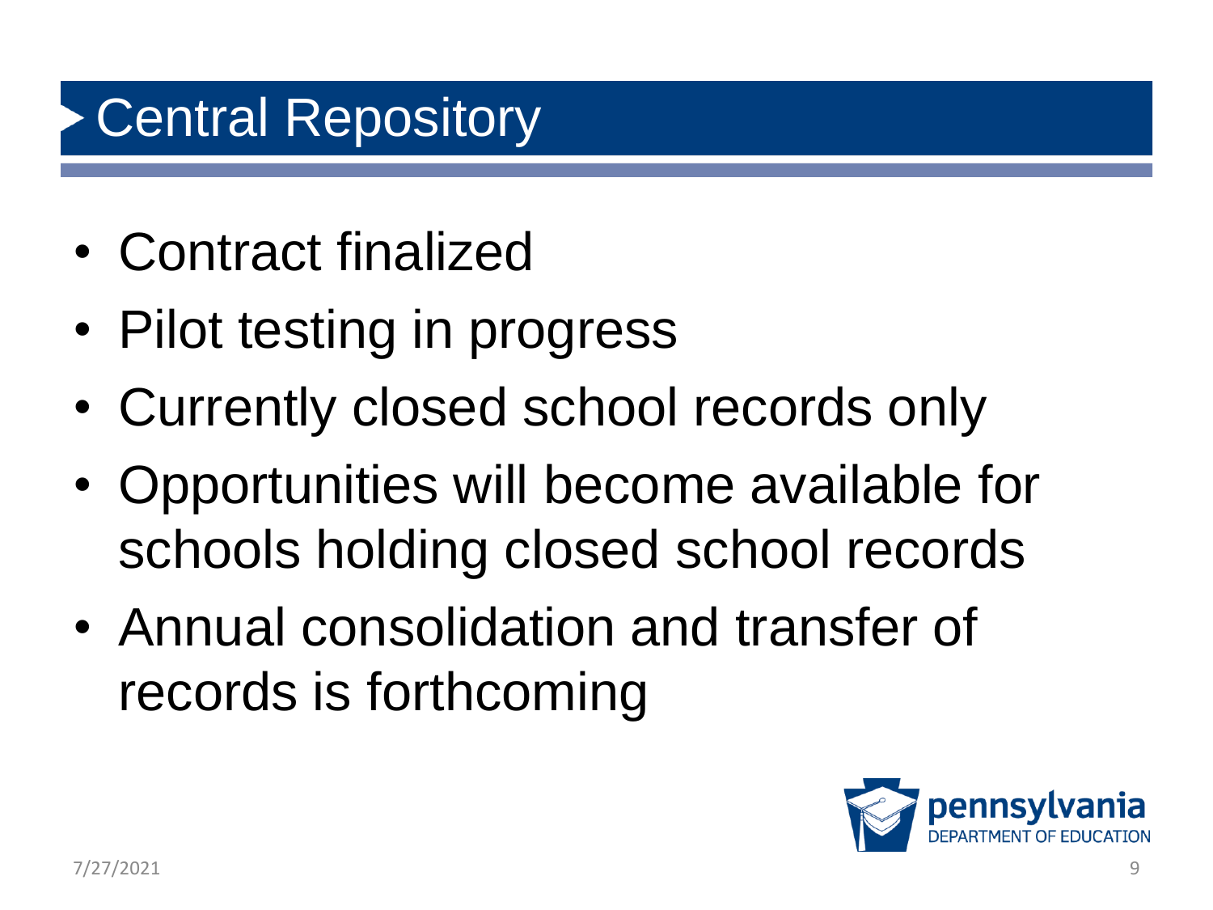# Central Repository

- Contract finalized
- Pilot testing in progress
- Currently closed school records only
- Opportunities will become available for schools holding closed school records
- Annual consolidation and transfer of records is forthcoming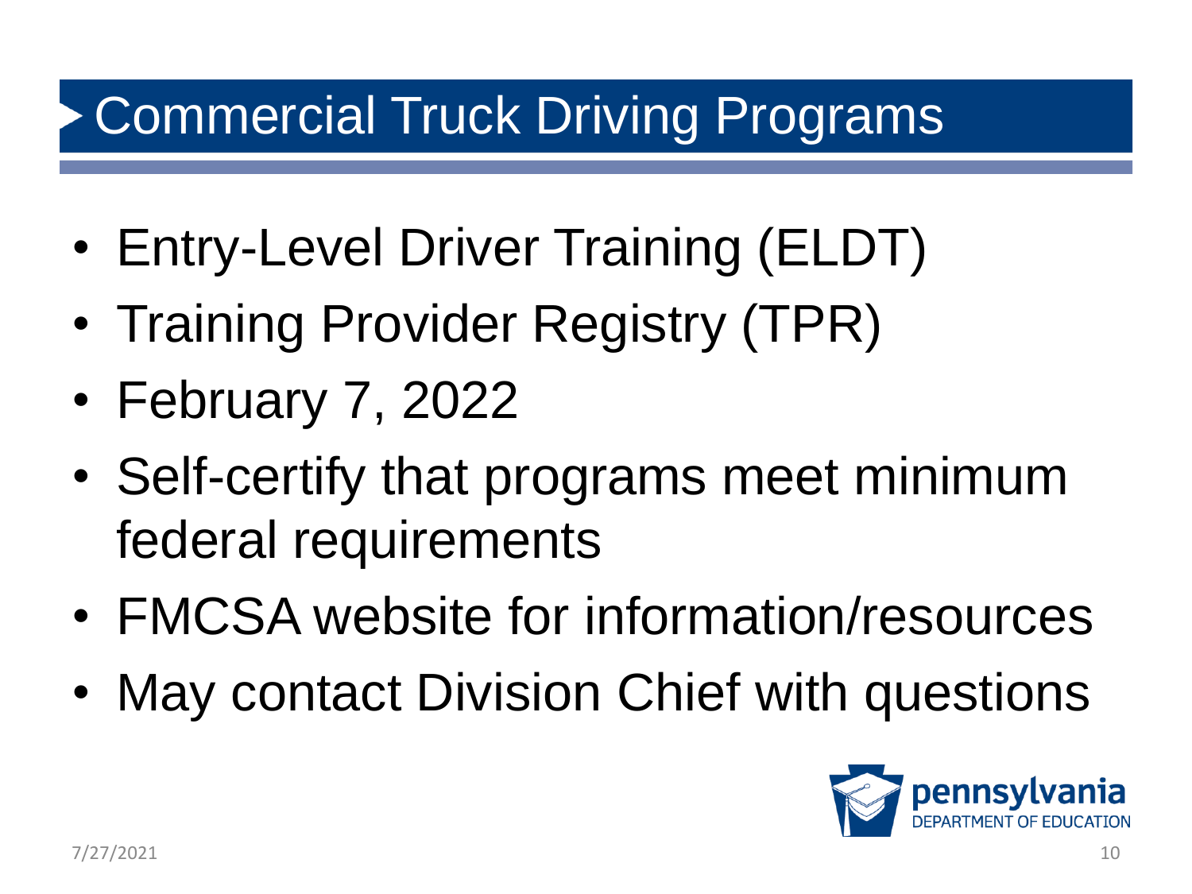# Commercial Truck Driving Programs

- Entry-Level Driver Training (ELDT)
- Training Provider Registry (TPR)
- February 7, 2022
- Self-certify that programs meet minimum federal requirements
- FMCSA website for information/resources
- May contact Division Chief with questions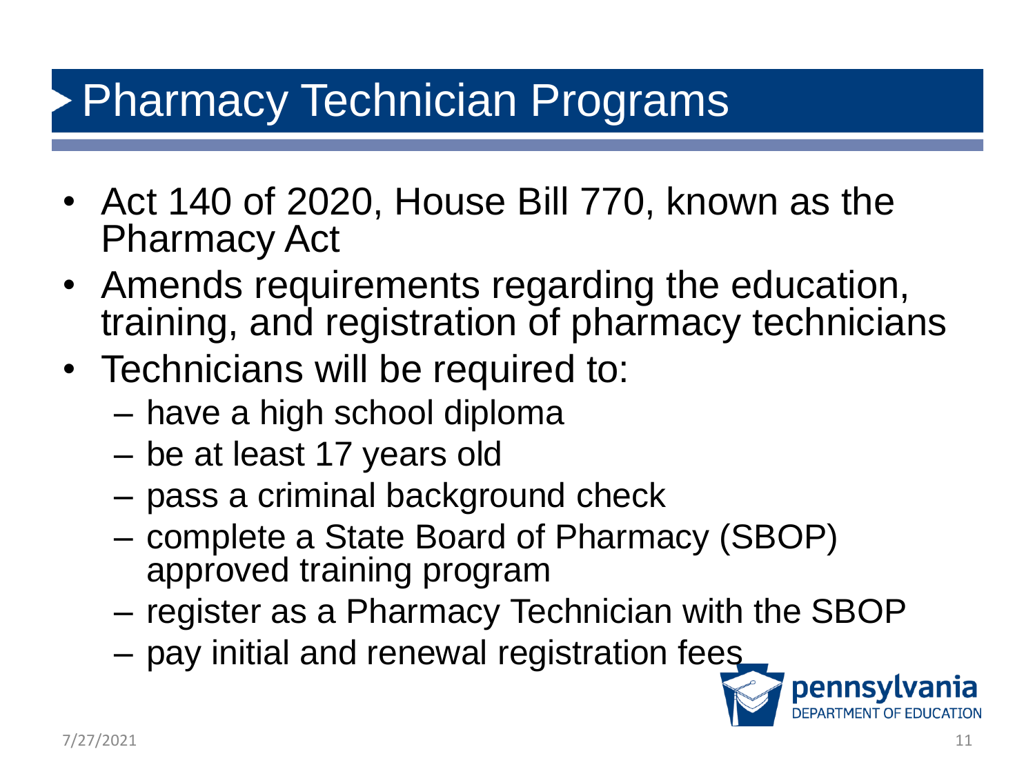# Pharmacy Technician Programs

- Act 140 of 2020, House Bill 770, known as the Pharmacy Act
- Amends requirements regarding the education, training, and registration of pharmacy technicians
- Technicians will be required to:
  - have a high school diploma
  - be at least 17 years old
  - pass a criminal background check
  - complete a State Board of Pharmacy (SBOP) approved training program
  - register as a Pharmacy Technician with the SBOP
  - pay initial and renewal registration fees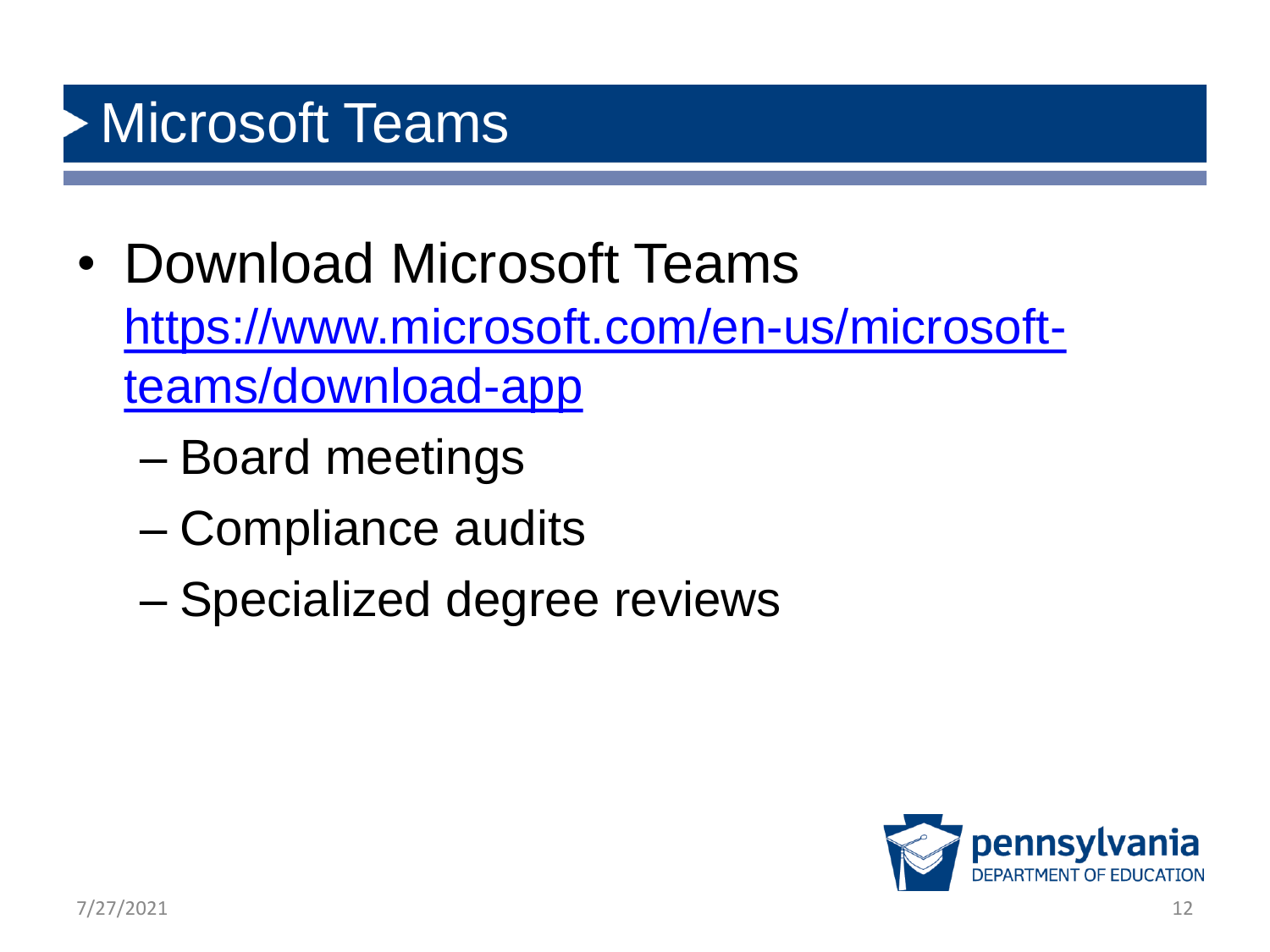# Microsoft Teams

- Download Microsoft Teams [https://www.microsoft.com/en-us/microsoft-teams/download-app](https://www.microsoft.com/en-us/microsoft-teams/download-app)
  - Board meetings
  - Compliance audits
  - Specialized degree reviews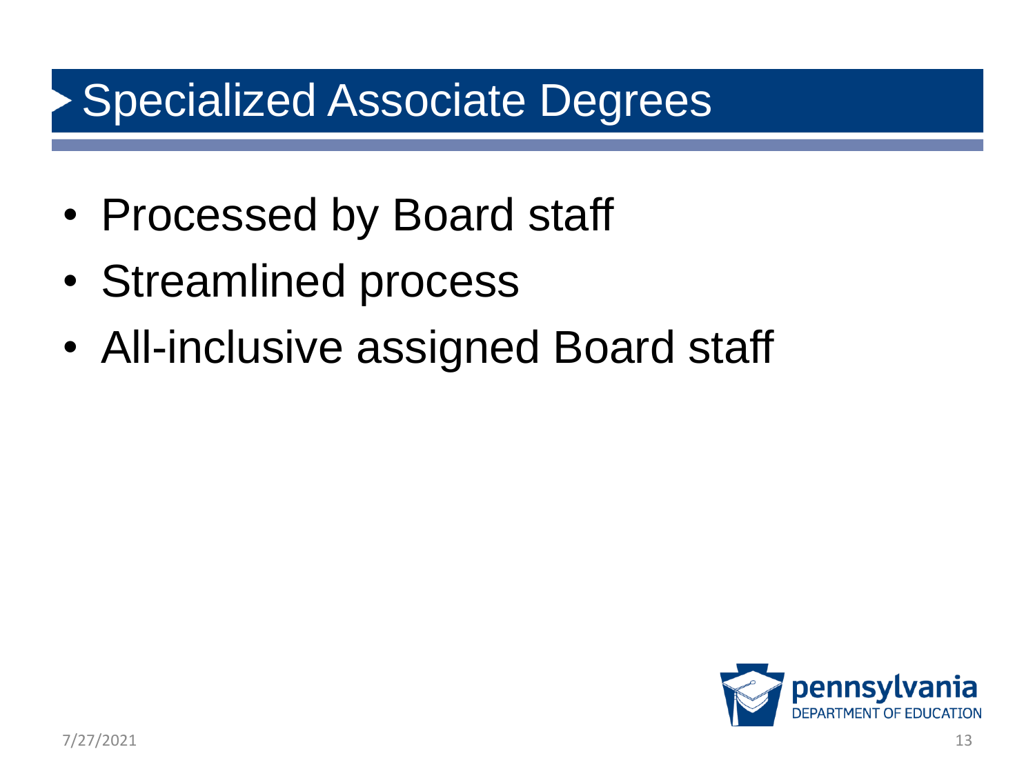# Specialized Associate Degrees

- Processed by Board staff
- Streamlined process
- All-inclusive assigned Board staff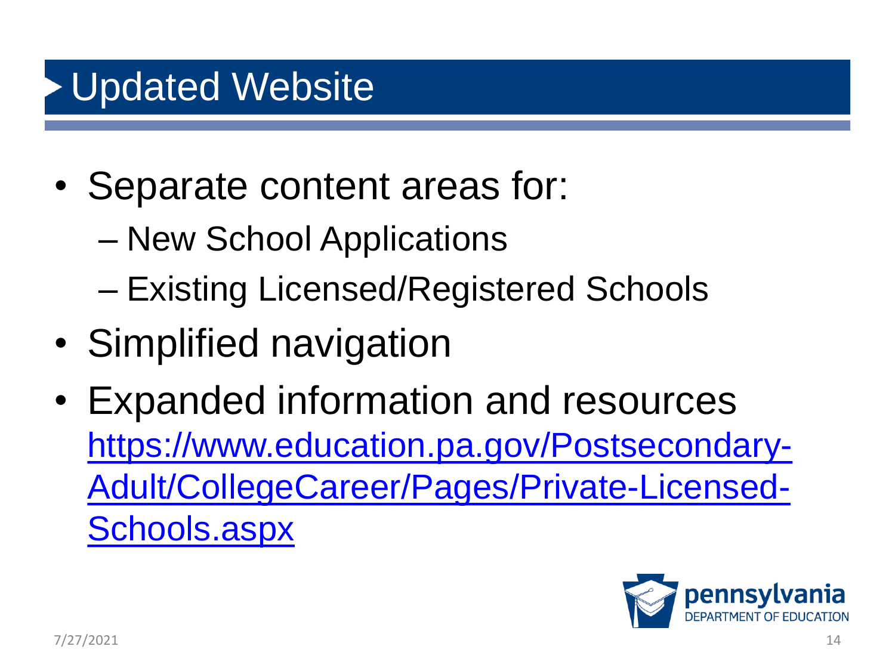# Updated Website

- Separate content areas for:
  - New School Applications
  - Existing Licensed/Registered Schools
- Simplified navigation
- Expanded information and resources
  https://www.education.pa.gov/Postsecondary-Adult/CollegeCareer/Pages/Private-Licensed-Schools.aspx

pennsylvania
DEPARTMENT OF EDUCATION

7/27/2021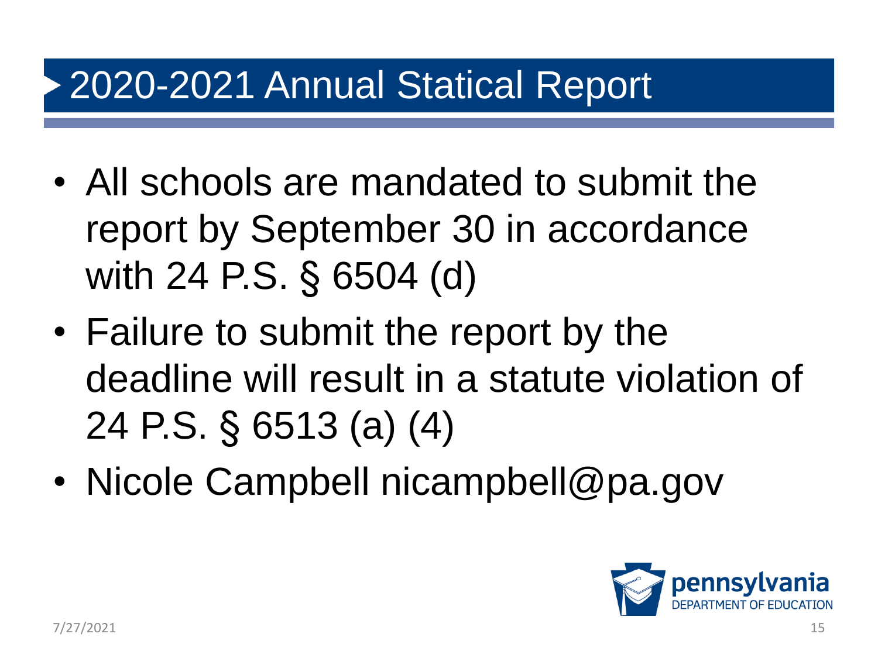# 2020-2021 Annual Statical Report

- All schools are mandated to submit the report by September 30 in accordance with 24 P.S. § 6504 (d)
- Failure to submit the report by the deadline will result in a statute violation of 24 P.S. § 6513 (a) (4)
- Nicole Campbell nicampbell@pa.gov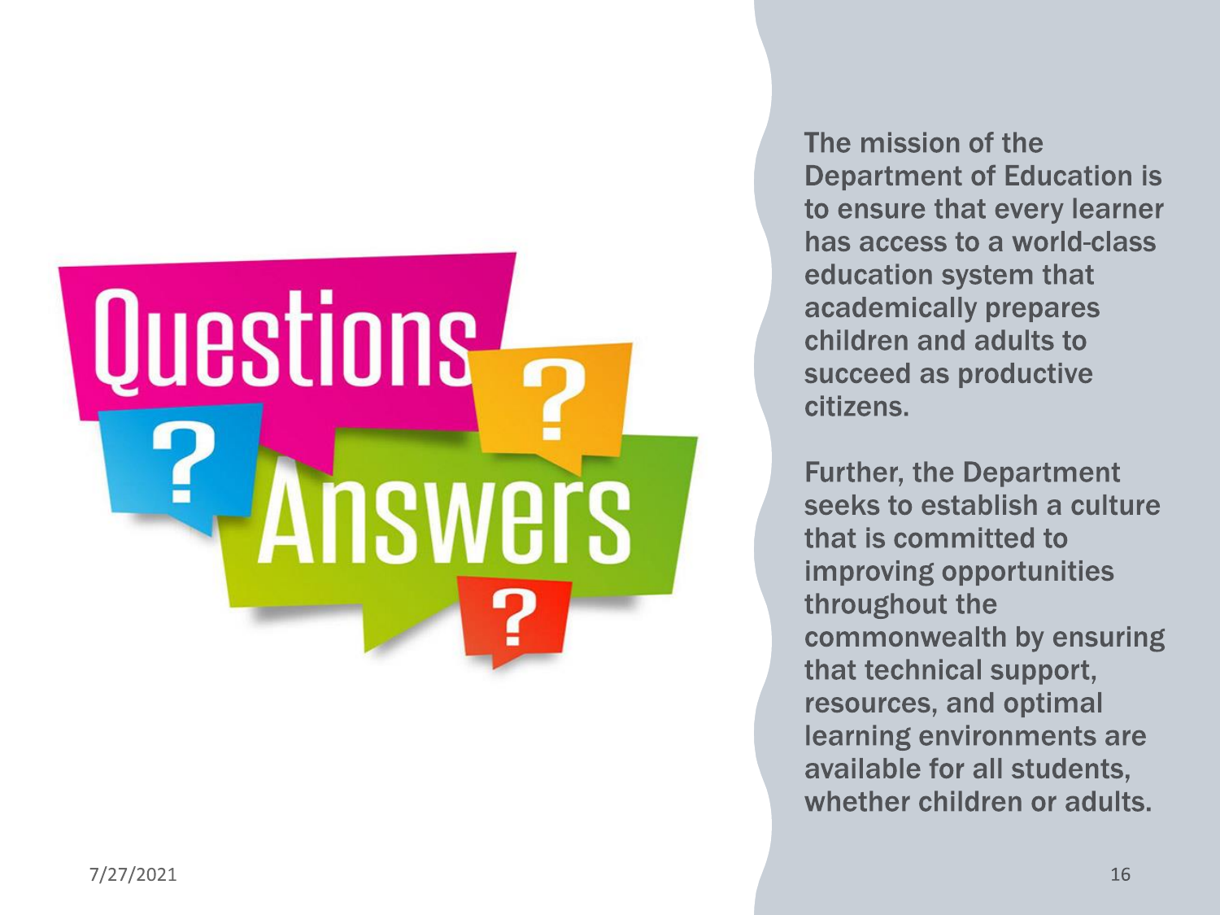# Questions ? Answers ?

The mission of the Department of Education is to ensure that every learner has access to a world-class education system that academically prepares children and adults to succeed as productive citizens.

Further, the Department seeks to establish a culture that is committed to improving opportunities throughout the commonwealth by ensuring that technical support, resources, and optimal learning environments are available for all students, whether children or adults.